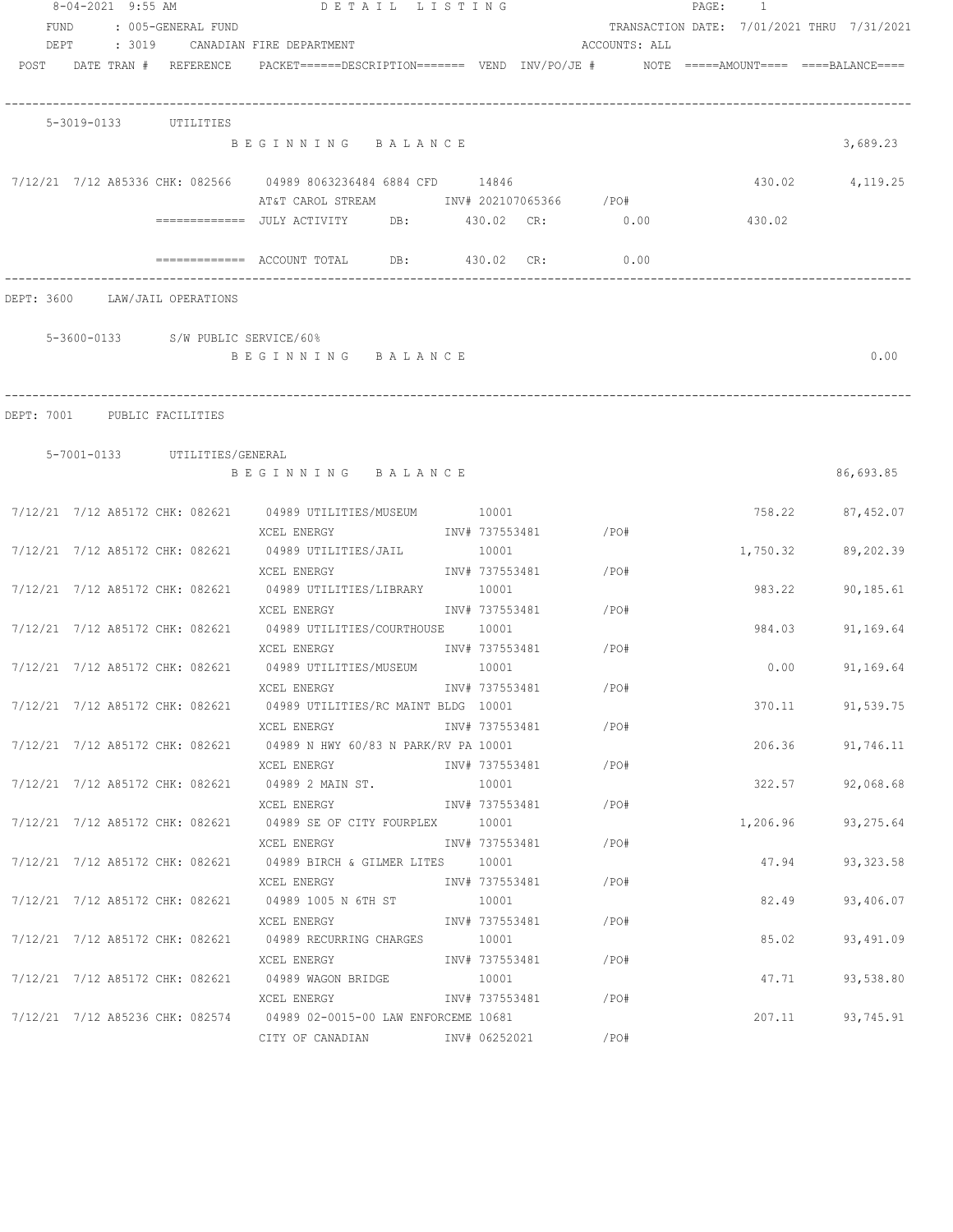8-04-2021 9:55 AM DETAIL LISTING

FUND : 005-GENERAL FUND TRANSACTION DATE: 7/01/2021 THRU 7/31/2021

DEPT : 3019 CANADIAN FIRE DEPARTMENT ACCOUNTS: ALL

| POST | DATE | TRAN # | REFERENCE | PACKET | DESCRIPTION | VEND | INV/PO/JE # | NOTE | AMOUNT | BALANCE |
|---|---|---|---|---|---|---|---|---|---|---|

**5-3019-0133 UTILITIES**

| POST | DATE | TRAN # | REFERENCE | PACKET | DESCRIPTION | VEND | INV/PO/JE # | AMOUNT | BALANCE |
|---|---|---|---|---|---|---|---|---|---|
| | | | | | BEGINNING BALANCE | | | | 3,689.23 |
| 7/12/21 | 7/12 | A85336 | CHK: 082566 | 04989 | 8063236484 6884 CFD / AT&T CAROL STREAM | 14846 | INV# 202107065366 /PO# | 430.02 | 4,119.25 |

============= JULY ACTIVITY DB: 430.02 CR: 0.00 430.02

============= ACCOUNT TOTAL DB: 430.02 CR: 0.00

DEPT: 3600 LAW/JAIL OPERATIONS

**5-3600-0133 S/W PUBLIC SERVICE/60%**

BEGINNING BALANCE 0.00

DEPT: 7001 PUBLIC FACILITIES

**5-7001-0133 UTILITIES/GENERAL**

| POST | DATE | TRAN # | REFERENCE | PACKET | DESCRIPTION | VEND | INV/PO/JE # | AMOUNT | BALANCE |
|---|---|---|---|---|---|---|---|---|---|
| | | | | | BEGINNING BALANCE | | | | 86,693.85 |
| 7/12/21 | 7/12 | A85172 | CHK: 082621 | 04989 | UTILITIES/MUSEUM / XCEL ENERGY | 10001 | INV# 737553481 /PO# | 758.22 | 87,452.07 |
| 7/12/21 | 7/12 | A85172 | CHK: 082621 | 04989 | UTILITIES/JAIL / XCEL ENERGY | 10001 | INV# 737553481 /PO# | 1,750.32 | 89,202.39 |
| 7/12/21 | 7/12 | A85172 | CHK: 082621 | 04989 | UTILITIES/LIBRARY / XCEL ENERGY | 10001 | INV# 737553481 /PO# | 983.22 | 90,185.61 |
| 7/12/21 | 7/12 | A85172 | CHK: 082621 | 04989 | UTILITIES/COURTHOUSE / XCEL ENERGY | 10001 | INV# 737553481 /PO# | 984.03 | 91,169.64 |
| 7/12/21 | 7/12 | A85172 | CHK: 082621 | 04989 | UTILITIES/MUSEUM / XCEL ENERGY | 10001 | INV# 737553481 /PO# | 0.00 | 91,169.64 |
| 7/12/21 | 7/12 | A85172 | CHK: 082621 | 04989 | UTILITIES/RC MAINT BLDG / XCEL ENERGY | 10001 | INV# 737553481 /PO# | 370.11 | 91,539.75 |
| 7/12/21 | 7/12 | A85172 | CHK: 082621 | 04989 | N HWY 60/83 N PARK/RV PA / XCEL ENERGY | 10001 | INV# 737553481 /PO# | 206.36 | 91,746.11 |
| 7/12/21 | 7/12 | A85172 | CHK: 082621 | 04989 | 2 MAIN ST. / XCEL ENERGY | 10001 | INV# 737553481 /PO# | 322.57 | 92,068.68 |
| 7/12/21 | 7/12 | A85172 | CHK: 082621 | 04989 | SE OF CITY FOURPLEX / XCEL ENERGY | 10001 | INV# 737553481 /PO# | 1,206.96 | 93,275.64 |
| 7/12/21 | 7/12 | A85172 | CHK: 082621 | 04989 | BIRCH & GILMER LITES / XCEL ENERGY | 10001 | INV# 737553481 /PO# | 47.94 | 93,323.58 |
| 7/12/21 | 7/12 | A85172 | CHK: 082621 | 04989 | 1005 N 6TH ST / XCEL ENERGY | 10001 | INV# 737553481 /PO# | 82.49 | 93,406.07 |
| 7/12/21 | 7/12 | A85172 | CHK: 082621 | 04989 | RECURRING CHARGES / XCEL ENERGY | 10001 | INV# 737553481 /PO# | 85.02 | 93,491.09 |
| 7/12/21 | 7/12 | A85172 | CHK: 082621 | 04989 | WAGON BRIDGE / XCEL ENERGY | 10001 | INV# 737553481 /PO# | 47.71 | 93,538.80 |
| 7/12/21 | 7/12 | A85236 | CHK: 082574 | 04989 | 02-0015-00 LAW ENFORCEME / CITY OF CANADIAN | 10681 | INV# 06252021 /PO# | 207.11 | 93,745.91 |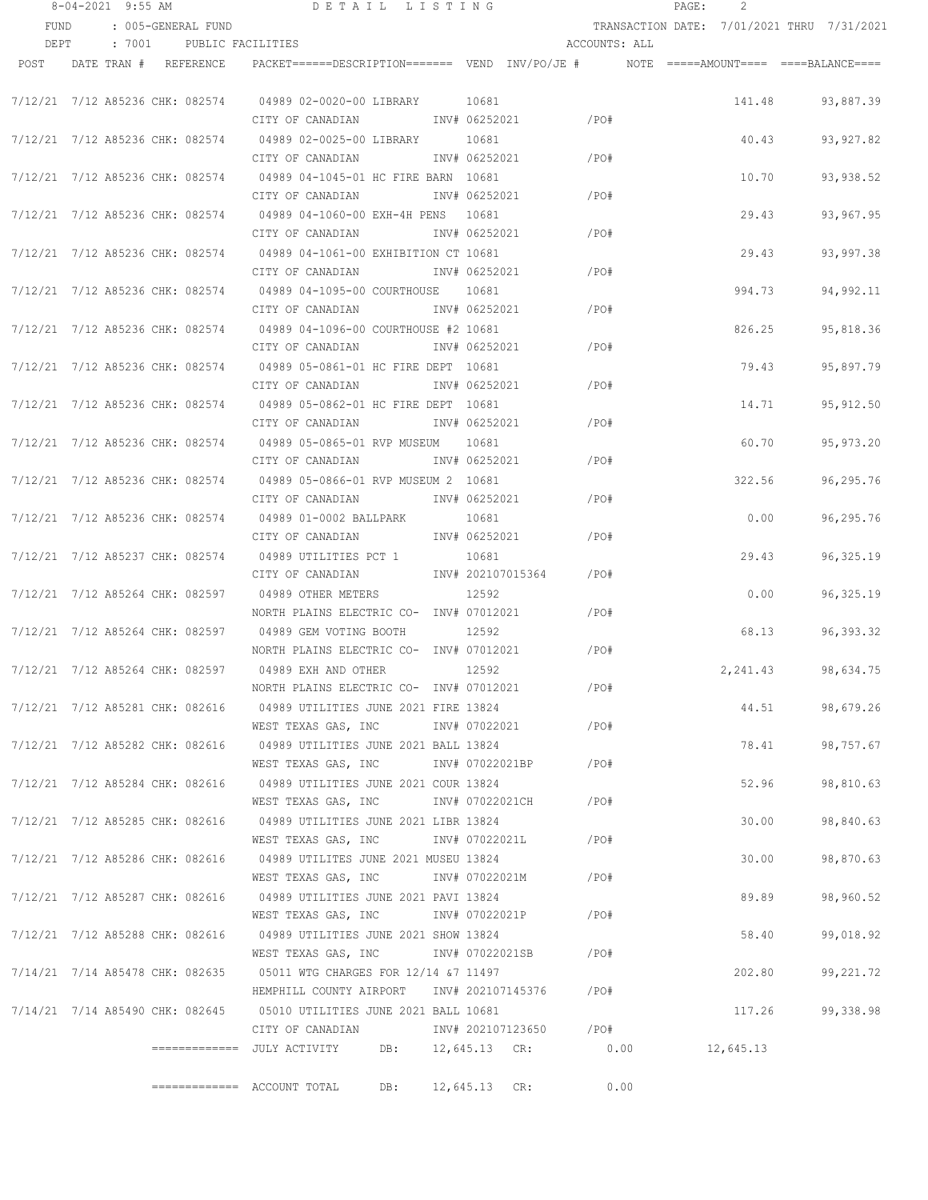8-04-2021 9:55 AM    DETAIL LISTING

FUND : 005-GENERAL FUND    TRANSACTION DATE: 7/01/2021 THRU 7/31/2021

DEPT : 7001 PUBLIC FACILITIES    ACCOUNTS: ALL

| POST | DATE | TRAN # | REFERENCE | PACKET | DESCRIPTION | VEND | INV/PO/JE # | NOTE | AMOUNT | BALANCE |
|---|---|---|---|---|---|---|---|---|---|---|
| 7/12/21 | 7/12 | A85236 | CHK: 082574 | 04989 | 02-0020-00 LIBRARY / CITY OF CANADIAN | 10681 | INV# 06252021 /PO# | | 141.48 | 93,887.39 |
| 7/12/21 | 7/12 | A85236 | CHK: 082574 | 04989 | 02-0025-00 LIBRARY / CITY OF CANADIAN | 10681 | INV# 06252021 /PO# | | 40.43 | 93,927.82 |
| 7/12/21 | 7/12 | A85236 | CHK: 082574 | 04989 | 04-1045-01 HC FIRE BARN / CITY OF CANADIAN | 10681 | INV# 06252021 /PO# | | 10.70 | 93,938.52 |
| 7/12/21 | 7/12 | A85236 | CHK: 082574 | 04989 | 04-1060-00 EXH-4H PENS / CITY OF CANADIAN | 10681 | INV# 06252021 /PO# | | 29.43 | 93,967.95 |
| 7/12/21 | 7/12 | A85236 | CHK: 082574 | 04989 | 04-1061-00 EXHIBITION CT / CITY OF CANADIAN | 10681 | INV# 06252021 /PO# | | 29.43 | 93,997.38 |
| 7/12/21 | 7/12 | A85236 | CHK: 082574 | 04989 | 04-1095-00 COURTHOUSE / CITY OF CANADIAN | 10681 | INV# 06252021 /PO# | | 994.73 | 94,992.11 |
| 7/12/21 | 7/12 | A85236 | CHK: 082574 | 04989 | 04-1096-00 COURTHOUSE #2 / CITY OF CANADIAN | 10681 | INV# 06252021 /PO# | | 826.25 | 95,818.36 |
| 7/12/21 | 7/12 | A85236 | CHK: 082574 | 04989 | 05-0861-01 HC FIRE DEPT / CITY OF CANADIAN | 10681 | INV# 06252021 /PO# | | 79.43 | 95,897.79 |
| 7/12/21 | 7/12 | A85236 | CHK: 082574 | 04989 | 05-0862-01 HC FIRE DEPT / CITY OF CANADIAN | 10681 | INV# 06252021 /PO# | | 14.71 | 95,912.50 |
| 7/12/21 | 7/12 | A85236 | CHK: 082574 | 04989 | 05-0865-01 RVP MUSEUM / CITY OF CANADIAN | 10681 | INV# 06252021 /PO# | | 60.70 | 95,973.20 |
| 7/12/21 | 7/12 | A85236 | CHK: 082574 | 04989 | 05-0866-01 RVP MUSEUM 2 / CITY OF CANADIAN | 10681 | INV# 06252021 /PO# | | 322.56 | 96,295.76 |
| 7/12/21 | 7/12 | A85236 | CHK: 082574 | 04989 | 01-0002 BALLPARK / CITY OF CANADIAN | 10681 | INV# 06252021 /PO# | | 0.00 | 96,295.76 |
| 7/12/21 | 7/12 | A85237 | CHK: 082574 | 04989 | UTILITIES PCT 1 / CITY OF CANADIAN | 10681 | INV# 202107015364 /PO# | | 29.43 | 96,325.19 |
| 7/12/21 | 7/12 | A85264 | CHK: 082597 | 04989 | OTHER METERS / NORTH PLAINS ELECTRIC CO- | 12592 | INV# 07012021 /PO# | | 0.00 | 96,325.19 |
| 7/12/21 | 7/12 | A85264 | CHK: 082597 | 04989 | GEM VOTING BOOTH / NORTH PLAINS ELECTRIC CO- | 12592 | INV# 07012021 /PO# | | 68.13 | 96,393.32 |
| 7/12/21 | 7/12 | A85264 | CHK: 082597 | 04989 | EXH AND OTHER / NORTH PLAINS ELECTRIC CO- | 12592 | INV# 07012021 /PO# | | 2,241.43 | 98,634.75 |
| 7/12/21 | 7/12 | A85281 | CHK: 082616 | 04989 | UTILITIES JUNE 2021 FIRE / WEST TEXAS GAS, INC | 13824 | INV# 07022021 /PO# | | 44.51 | 98,679.26 |
| 7/12/21 | 7/12 | A85282 | CHK: 082616 | 04989 | UTILITIES JUNE 2021 BALL / WEST TEXAS GAS, INC | 13824 | INV# 07022021BP /PO# | | 78.41 | 98,757.67 |
| 7/12/21 | 7/12 | A85284 | CHK: 082616 | 04989 | UTILITIES JUNE 2021 COUR / WEST TEXAS GAS, INC | 13824 | INV# 07022021CH /PO# | | 52.96 | 98,810.63 |
| 7/12/21 | 7/12 | A85285 | CHK: 082616 | 04989 | UTILITIES JUNE 2021 LIBR / WEST TEXAS GAS, INC | 13824 | INV# 07022021L /PO# | | 30.00 | 98,840.63 |
| 7/12/21 | 7/12 | A85286 | CHK: 082616 | 04989 | UTILITES JUNE 2021 MUSEU / WEST TEXAS GAS, INC | 13824 | INV# 07022021M /PO# | | 30.00 | 98,870.63 |
| 7/12/21 | 7/12 | A85287 | CHK: 082616 | 04989 | UTILITIES JUNE 2021 PAVI / WEST TEXAS GAS, INC | 13824 | INV# 07022021P /PO# | | 89.89 | 98,960.52 |
| 7/12/21 | 7/12 | A85288 | CHK: 082616 | 04989 | UTILITIES JUNE 2021 SHOW / WEST TEXAS GAS, INC | 13824 | INV# 07022021SB /PO# | | 58.40 | 99,018.92 |
| 7/14/21 | 7/14 | A85478 | CHK: 082635 | 05011 | WTG CHARGES FOR 12/14 &7 / HEMPHILL COUNTY AIRPORT | 11497 | INV# 202107145376 /PO# | | 202.80 | 99,221.72 |
| 7/14/21 | 7/14 | A85490 | CHK: 082645 | 05010 | UTILITIES JUNE 2021 BALL / CITY OF CANADIAN | 10681 | INV# 202107123650 /PO# | | 117.26 | 99,338.98 |

============= JULY ACTIVITY DB: 12,645.13 CR: 0.00 12,645.13

============= ACCOUNT TOTAL DB: 12,645.13 CR: 0.00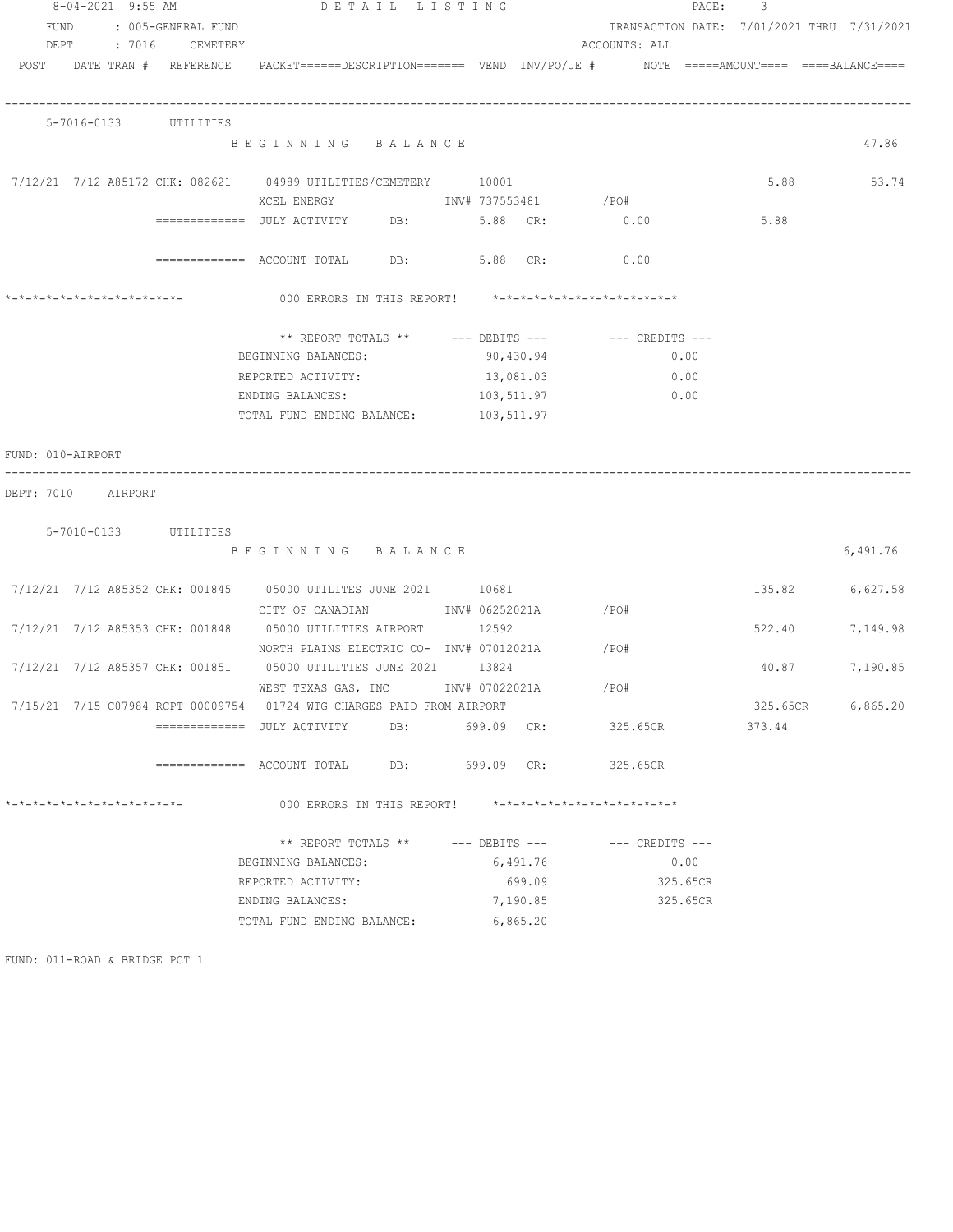8-04-2021 9:55 AM DETAIL LISTING

FUND : 005-GENERAL FUND TRANSACTION DATE: 7/01/2021 THRU 7/31/2021

DEPT : 7016 CEMETERY ACCOUNTS: ALL

| POST | DATE | TRAN # | REFERENCE | PACKET======DESCRIPTION======= | VEND | INV/PO/JE # | NOTE | =====AMOUNT==== | ====BALANCE==== |
|---|---|---|---|---|---|---|---|---|---|

**5-7016-0133 UTILITIES**

| POST | DATE | TRAN # | REFERENCE | DESCRIPTION | VEND | INV/PO/JE # | AMOUNT | BALANCE |
|---|---|---|---|---|---|---|---|---|
| | | | | BEGINNING BALANCE | | | | 47.86 |
| 7/12/21 | 7/12 | A85172 | CHK: 082621 | 04989 UTILITIES/CEMETERY<br>XCEL ENERGY | 10001 | INV# 737553481 /PO# | 5.88 | 53.74 |

============= JULY ACTIVITY DB: 5.88 CR: 0.00 5.88

============= ACCOUNT TOTAL DB: 5.88 CR: 0.00

*-*-*-*-*-*-*-*-*-*-*-*-*- 000 ERRORS IN THIS REPORT! *-*-*-*-*-*-*-*-*-*-*-*-*-*

| ** REPORT TOTALS ** | --- DEBITS --- | --- CREDITS --- |
|---|---|---|
| BEGINNING BALANCES: | 90,430.94 | 0.00 |
| REPORTED ACTIVITY: | 13,081.03 | 0.00 |
| ENDING BALANCES: | 103,511.97 | 0.00 |
| TOTAL FUND ENDING BALANCE: | 103,511.97 | |

FUND: 010-AIRPORT

DEPT: 7010 AIRPORT

**5-7010-0133 UTILITIES**

| POST | DATE | TRAN # | REFERENCE | DESCRIPTION | VEND | INV/PO/JE # | AMOUNT | BALANCE |
|---|---|---|---|---|---|---|---|---|
| | | | | BEGINNING BALANCE | | | | 6,491.76 |
| 7/12/21 | 7/12 | A85352 | CHK: 001845 | 05000 UTILITES JUNE 2021<br>CITY OF CANADIAN | 10681 | INV# 06252021A /PO# | 135.82 | 6,627.58 |
| 7/12/21 | 7/12 | A85353 | CHK: 001848 | 05000 UTILITIES AIRPORT<br>NORTH PLAINS ELECTRIC CO- | 12592 | INV# 07012021A /PO# | 522.40 | 7,149.98 |
| 7/12/21 | 7/12 | A85357 | CHK: 001851 | 05000 UTILITIES JUNE 2021<br>WEST TEXAS GAS, INC | 13824 | INV# 07022021A /PO# | 40.87 | 7,190.85 |
| 7/15/21 | 7/15 | C07984 | RCPT 00009754 | 01724 WTG CHARGES PAID FROM AIRPORT | | | 325.65CR | 6,865.20 |

============= JULY ACTIVITY DB: 699.09 CR: 325.65CR 373.44

============= ACCOUNT TOTAL DB: 699.09 CR: 325.65CR

*-*-*-*-*-*-*-*-*-*-*-*-*- 000 ERRORS IN THIS REPORT! *-*-*-*-*-*-*-*-*-*-*-*-*-*

| ** REPORT TOTALS ** | --- DEBITS --- | --- CREDITS --- |
|---|---|---|
| BEGINNING BALANCES: | 6,491.76 | 0.00 |
| REPORTED ACTIVITY: | 699.09 | 325.65CR |
| ENDING BALANCES: | 7,190.85 | 325.65CR |
| TOTAL FUND ENDING BALANCE: | 6,865.20 | |

FUND: 011-ROAD & BRIDGE PCT 1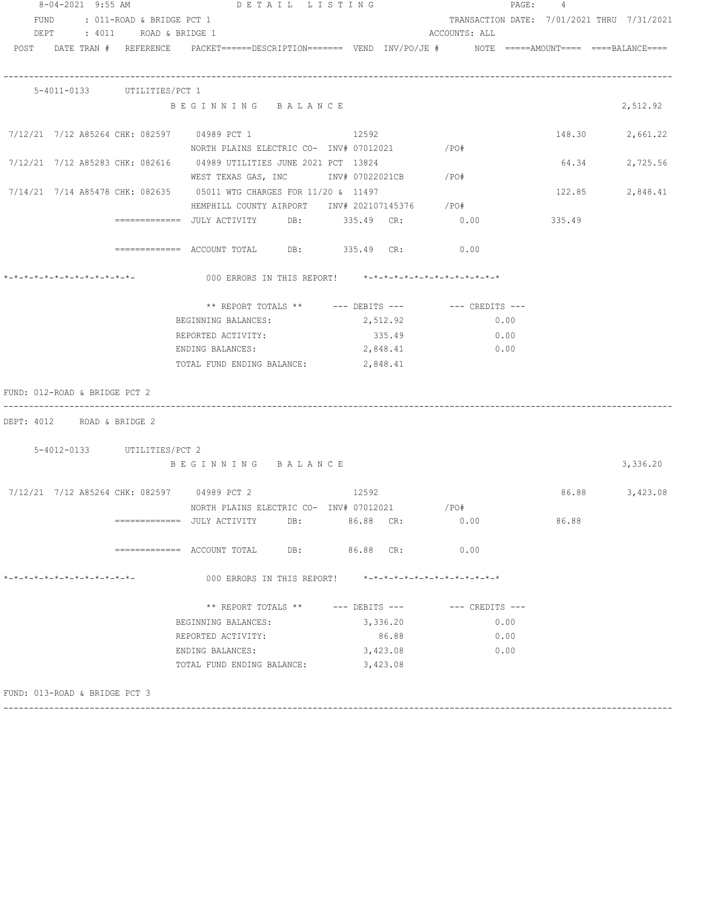8-04-2021 9:55 AM DETAIL LISTING

FUND : 011-ROAD & BRIDGE PCT 1 — TRANSACTION DATE: 7/01/2021 THRU 7/31/2021

DEPT : 4011 ROAD & BRIDGE 1 — ACCOUNTS: ALL

| POST | DATE | TRAN # | REFERENCE | PACKET======DESCRIPTION======= | VEND | INV/PO/JE # | NOTE | =====AMOUNT==== | ====BALANCE==== |
|---|---|---|---|---|---|---|---|---|---|

**5-4011-0133 UTILITIES/PCT 1**

| POST | DATE | TRAN # | REFERENCE | PACKET / DESCRIPTION | VEND | INV/PO/JE # | AMOUNT | BALANCE |
|---|---|---|---|---|---|---|---|---|
| | | | | BEGINNING BALANCE | | | | 2,512.92 |
| 7/12/21 | 7/12 | A85264 | CHK: 082597 | 04989 PCT 1 / NORTH PLAINS ELECTRIC CO- | 12592 | INV# 07012021 /PO# | 148.30 | 2,661.22 |
| 7/12/21 | 7/12 | A85283 | CHK: 082616 | 04989 UTILITIES JUNE 2021 PCT / WEST TEXAS GAS, INC | 13824 | INV# 07022021CB /PO# | 64.34 | 2,725.56 |
| 7/14/21 | 7/14 | A85478 | CHK: 082635 | 05011 WTG CHARGES FOR 11/20 & / HEMPHILL COUNTY AIRPORT | 11497 | INV# 202107145376 /PO# | 122.85 | 2,848.41 |

============= JULY ACTIVITY DB: 335.49 CR: 0.00 — 335.49

============= ACCOUNT TOTAL DB: 335.49 CR: 0.00

\*-\*-\*-\*-\*-\*-\*-\*-\*-\*-\*-\*- 000 ERRORS IN THIS REPORT! \*-\*-\*-\*-\*-\*-\*-\*-\*-\*-\*-\*-\*

| ** REPORT TOTALS ** | --- DEBITS --- | --- CREDITS --- |
|---|---|---|
| BEGINNING BALANCES: | 2,512.92 | 0.00 |
| REPORTED ACTIVITY: | 335.49 | 0.00 |
| ENDING BALANCES: | 2,848.41 | 0.00 |
| TOTAL FUND ENDING BALANCE: | 2,848.41 | |

FUND: 012-ROAD & BRIDGE PCT 2

DEPT: 4012 ROAD & BRIDGE 2

**5-4012-0133 UTILITIES/PCT 2**

| POST | DATE | TRAN # | REFERENCE | PACKET / DESCRIPTION | VEND | INV/PO/JE # | AMOUNT | BALANCE |
|---|---|---|---|---|---|---|---|---|
| | | | | BEGINNING BALANCE | | | | 3,336.20 |
| 7/12/21 | 7/12 | A85264 | CHK: 082597 | 04989 PCT 2 / NORTH PLAINS ELECTRIC CO- | 12592 | INV# 07012021 /PO# | 86.88 | 3,423.08 |

============= JULY ACTIVITY DB: 86.88 CR: 0.00 — 86.88

============= ACCOUNT TOTAL DB: 86.88 CR: 0.00

\*-\*-\*-\*-\*-\*-\*-\*-\*-\*-\*-\*- 000 ERRORS IN THIS REPORT! \*-\*-\*-\*-\*-\*-\*-\*-\*-\*-\*-\*-\*

| ** REPORT TOTALS ** | --- DEBITS --- | --- CREDITS --- |
|---|---|---|
| BEGINNING BALANCES: | 3,336.20 | 0.00 |
| REPORTED ACTIVITY: | 86.88 | 0.00 |
| ENDING BALANCES: | 3,423.08 | 0.00 |
| TOTAL FUND ENDING BALANCE: | 3,423.08 | |

FUND: 013-ROAD & BRIDGE PCT 3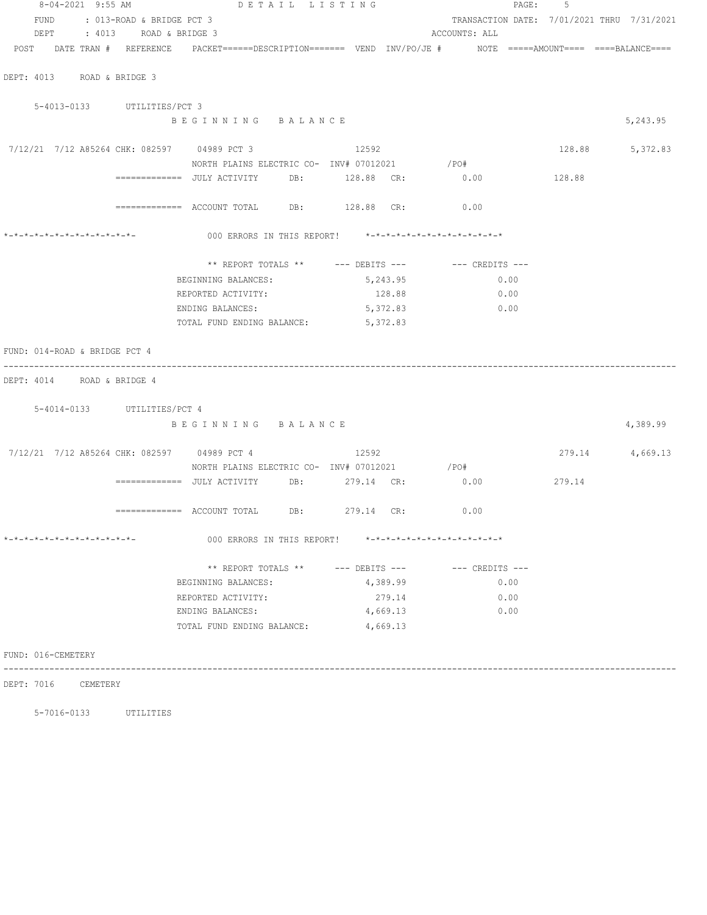DETAIL LISTING

FUND : 013-ROAD & BRIDGE PCT 3 — TRANSACTION DATE: 7/01/2021 THRU 7/31/2021
DEPT : 4013 ROAD & BRIDGE 3 — ACCOUNTS: ALL

POST DATE TRAN # REFERENCE PACKET======DESCRIPTION======= VEND INV/PO/JE # NOTE =====AMOUNT==== ====BALANCE====

DEPT: 4013 ROAD & BRIDGE 3

5-4013-0133 UTILITIES/PCT 3

B E G I N N I N G   B A L A N C E — 5,243.95

7/12/21 7/12 A85264 CHK: 082597 04989 PCT 3 12592 — 128.88 — 5,372.83
NORTH PLAINS ELECTRIC CO- INV# 07012021 /PO#

============= JULY ACTIVITY DB: 128.88 CR: 0.00 — 128.88

============= ACCOUNT TOTAL DB: 128.88 CR: 0.00

*-*-*-*-*-*-*-*-*-*-*-*-*- 000 ERRORS IN THIS REPORT! *-*-*-*-*-*-*-*-*-*-*-*-*-*

| ** REPORT TOTALS ** | --- DEBITS --- | --- CREDITS --- |
|---|---|---|
| BEGINNING BALANCES: | 5,243.95 | 0.00 |
| REPORTED ACTIVITY: | 128.88 | 0.00 |
| ENDING BALANCES: | 5,372.83 | 0.00 |
| TOTAL FUND ENDING BALANCE: | 5,372.83 | |

FUND: 014-ROAD & BRIDGE PCT 4

---

DEPT: 4014 ROAD & BRIDGE 4

5-4014-0133 UTILITIES/PCT 4

B E G I N N I N G   B A L A N C E — 4,389.99

7/12/21 7/12 A85264 CHK: 082597 04989 PCT 4 12592 — 279.14 — 4,669.13
NORTH PLAINS ELECTRIC CO- INV# 07012021 /PO#

============= JULY ACTIVITY DB: 279.14 CR: 0.00 — 279.14

============= ACCOUNT TOTAL DB: 279.14 CR: 0.00

*-*-*-*-*-*-*-*-*-*-*-*-*- 000 ERRORS IN THIS REPORT! *-*-*-*-*-*-*-*-*-*-*-*-*-*

| ** REPORT TOTALS ** | --- DEBITS --- | --- CREDITS --- |
|---|---|---|
| BEGINNING BALANCES: | 4,389.99 | 0.00 |
| REPORTED ACTIVITY: | 279.14 | 0.00 |
| ENDING BALANCES: | 4,669.13 | 0.00 |
| TOTAL FUND ENDING BALANCE: | 4,669.13 | |

FUND: 016-CEMETERY

---

DEPT: 7016 CEMETERY

5-7016-0133 UTILITIES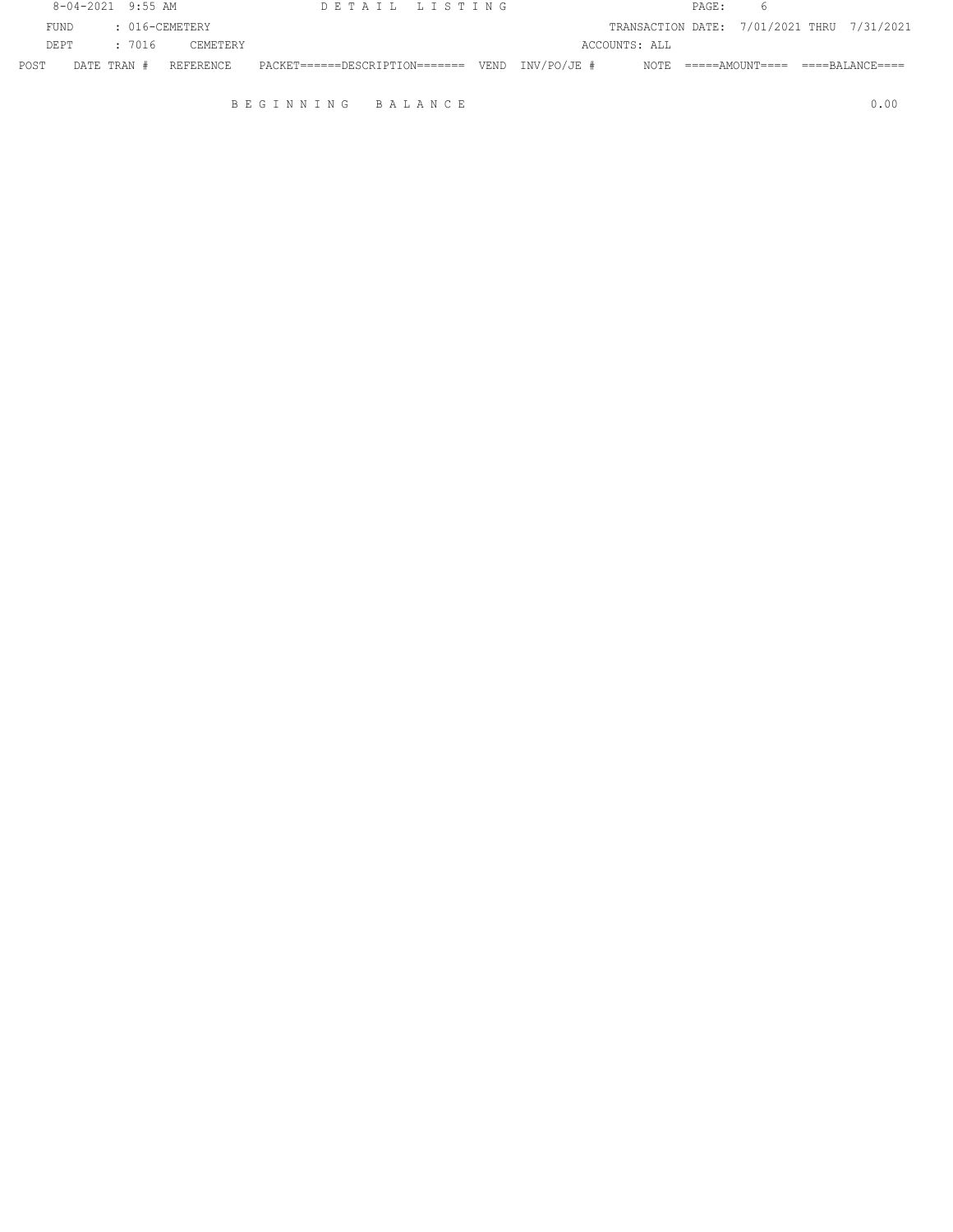8-04-2021 9:55 AM D E T A I L L I S T I N G

FUND : 016-CEMETERY TRANSACTION DATE: 7/01/2021 THRU 7/31/2021

DEPT : 7016 CEMETERY ACCOUNTS: ALL

| POST | DATE TRAN # | REFERENCE | PACKET======DESCRIPTION======= | VEND | INV/PO/JE # | NOTE | =====AMOUNT==== | ====BALANCE==== |
|---|---|---|---|---|---|---|---|---|
| | | | B E G I N N I N G   B A L A N C E | | | | | 0.00 |